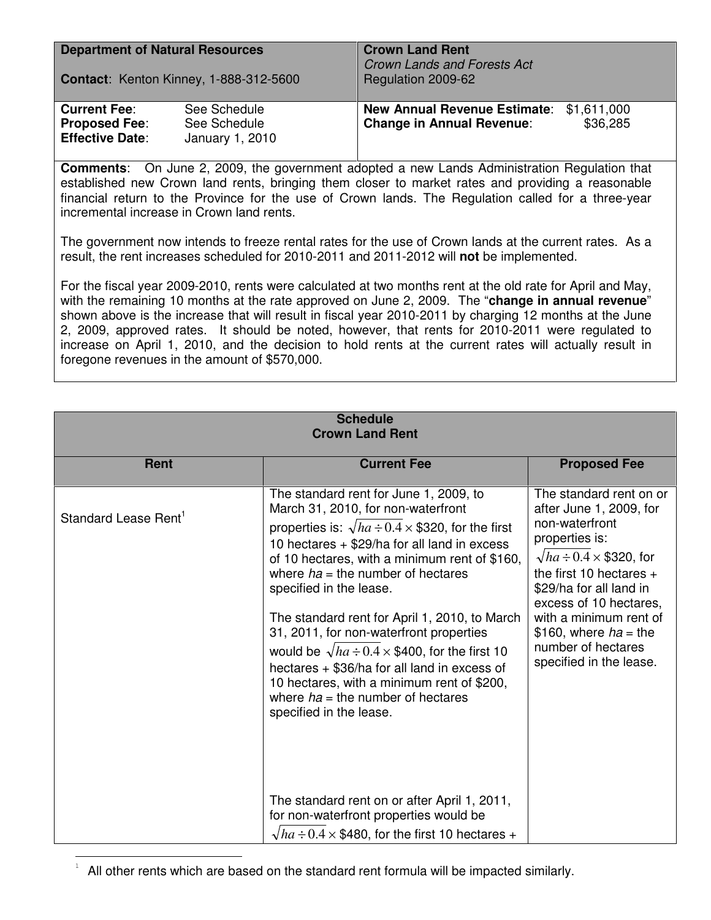| **Department of Natural Resources**<br><br>**Contact**: Kenton Kinney, 1-888-312-5600 | **Crown Land Rent**<br>*Crown Lands and Forests Act*<br>Regulation 2009-62 |
|---|---|
| **Current Fee**: See Schedule<br>**Proposed Fee**: See Schedule<br>**Effective Date**: January 1, 2010 | **New Annual Revenue Estimate**: $1,611,000<br>**Change in Annual Revenue**: $36,285 |

**Comments**: On June 2, 2009, the government adopted a new Lands Administration Regulation that established new Crown land rents, bringing them closer to market rates and providing a reasonable financial return to the Province for the use of Crown lands. The Regulation called for a three-year incremental increase in Crown land rents.

The government now intends to freeze rental rates for the use of Crown lands at the current rates. As a result, the rent increases scheduled for 2010-2011 and 2011-2012 will **not** be implemented.

For the fiscal year 2009-2010, rents were calculated at two months rent at the old rate for April and May, with the remaining 10 months at the rate approved on June 2, 2009. The "**change in annual revenue**" shown above is the increase that will result in fiscal year 2010-2011 by charging 12 months at the June 2, 2009, approved rates. It should be noted, however, that rents for 2010-2011 were regulated to increase on April 1, 2010, and the decision to hold rents at the current rates will actually result in foregone revenues in the amount of $570,000.

**Schedule**
**Crown Land Rent**

| Rent | Current Fee | Proposed Fee |
|---|---|---|
| Standard Lease Rent[1] | The standard rent for June 1, 2009, to March 31, 2010, for non-waterfront properties is: $\sqrt{ha \div 0.4} \times$ \$320, for the first 10 hectares + $29/ha for all land in excess of 10 hectares, with a minimum rent of $160, where *ha* = the number of hectares specified in the lease.<br><br>The standard rent for April 1, 2010, to March 31, 2011, for non-waterfront properties would be $\sqrt{ha \div 0.4} \times$ \$400, for the first 10 hectares + $36/ha for all land in excess of 10 hectares, with a minimum rent of $200, where *ha* = the number of hectares specified in the lease.<br><br>The standard rent on or after April 1, 2011, for non-waterfront properties would be $\sqrt{ha \div 0.4} \times$ \$480, for the first 10 hectares + | The standard rent on or after June 1, 2009, for non-waterfront properties is: $\sqrt{ha \div 0.4} \times$ \$320, for the first 10 hectares + $29/ha for all land in excess of 10 hectares, with a minimum rent of $160, where *ha* = the number of hectares specified in the lease. |

[1] All other rents which are based on the standard rent formula will be impacted similarly.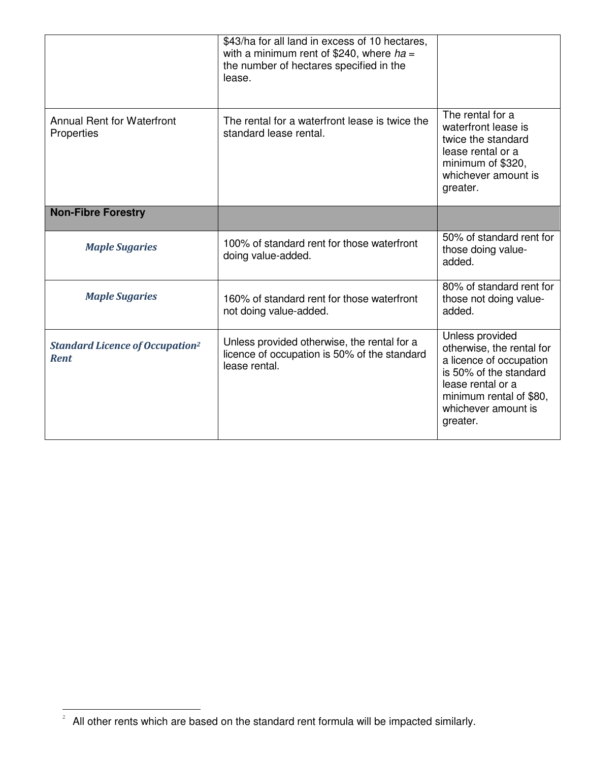| | | |
|---|---|---|
| | \$43/ha for all land in excess of 10 hectares, with a minimum rent of \$240, where *ha* = the number of hectares specified in the lease. | |
| Annual Rent for Waterfront Properties | The rental for a waterfront lease is twice the standard lease rental. | The rental for a waterfront lease is twice the standard lease rental or a minimum of \$320, whichever amount is greater. |
| **Non-Fibre Forestry** | | |
| ***Maple Sugaries*** | 100% of standard rent for those waterfront doing value-added. | 50% of standard rent for those doing value-added. |
| ***Maple Sugaries*** | 160% of standard rent for those waterfront not doing value-added. | 80% of standard rent for those not doing value-added. |
| ***Standard Licence of Occupation[2] Rent*** | Unless provided otherwise, the rental for a licence of occupation is 50% of the standard lease rental. | Unless provided otherwise, the rental for a licence of occupation is 50% of the standard lease rental or a minimum rental of \$80, whichever amount is greater. |

[2] All other rents which are based on the standard rent formula will be impacted similarly.